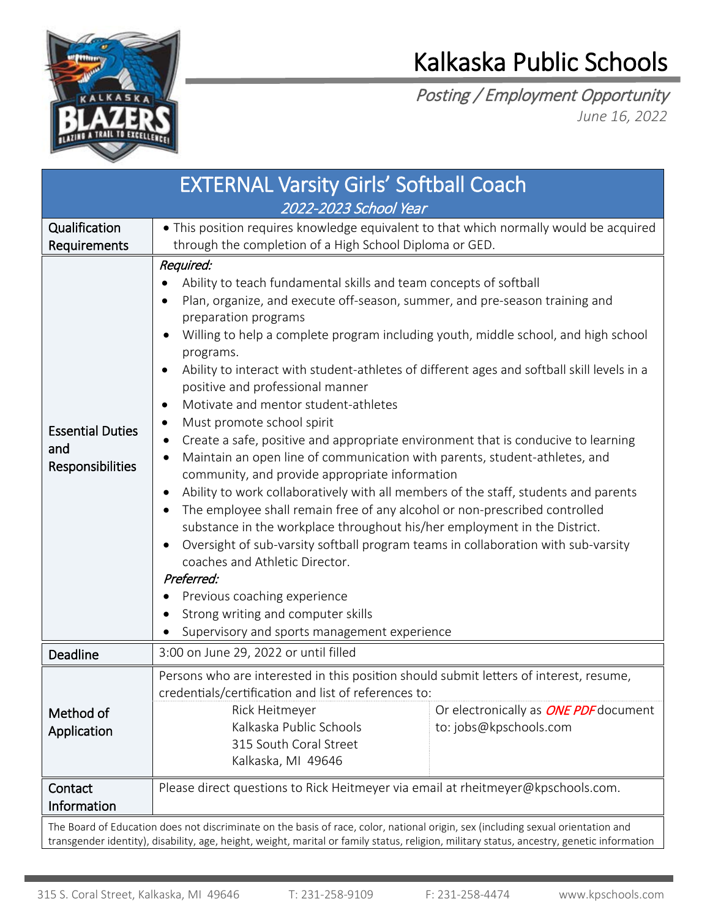# Kalkaska Public Schools

*Posting / Employment Opportunity*

*June 16, 2022*

## EXTERNAL Varsity Girls' Softball Coach

*2022-2023 School Year*

| | |
|---|---|
| Qualification Requirements | • This position requires knowledge equivalent to that which normally would be acquired through the completion of a High School Diploma or GED. |
| Essential Duties and Responsibilities | *Required:*<br>• Ability to teach fundamental skills and team concepts of softball<br>• Plan, organize, and execute off-season, summer, and pre-season training and preparation programs<br>• Willing to help a complete program including youth, middle school, and high school programs.<br>• Ability to interact with student-athletes of different ages and softball skill levels in a positive and professional manner<br>• Motivate and mentor student-athletes<br>• Must promote school spirit<br>• Create a safe, positive and appropriate environment that is conducive to learning<br>• Maintain an open line of communication with parents, student-athletes, and community, and provide appropriate information<br>• Ability to work collaboratively with all members of the staff, students and parents<br>• The employee shall remain free of any alcohol or non-prescribed controlled substance in the workplace throughout his/her employment in the District.<br>• Oversight of sub-varsity softball program teams in collaboration with sub-varsity coaches and Athletic Director.<br>*Preferred:*<br>• Previous coaching experience<br>• Strong writing and computer skills<br>• Supervisory and sports management experience |
| Deadline | 3:00 on June 29, 2022 or until filled |
| Method of Application | Persons who are interested in this position should submit letters of interest, resume, credentials/certification and list of references to:<br>Rick Heitmeyer<br>Kalkaska Public Schools<br>315 South Coral Street<br>Kalkaska, MI 49646<br>Or electronically as ***ONE PDF*** document to: jobs@kpschools.com |
| Contact Information | Please direct questions to Rick Heitmeyer via email at rheitmeyer@kpschools.com. |

The Board of Education does not discriminate on the basis of race, color, national origin, sex (including sexual orientation and transgender identity), disability, age, height, weight, marital or family status, religion, military status, ancestry, genetic information

315 S. Coral Street, Kalkaska, MI 49646 T: 231-258-9109 F: 231-258-4474 www.kpschools.com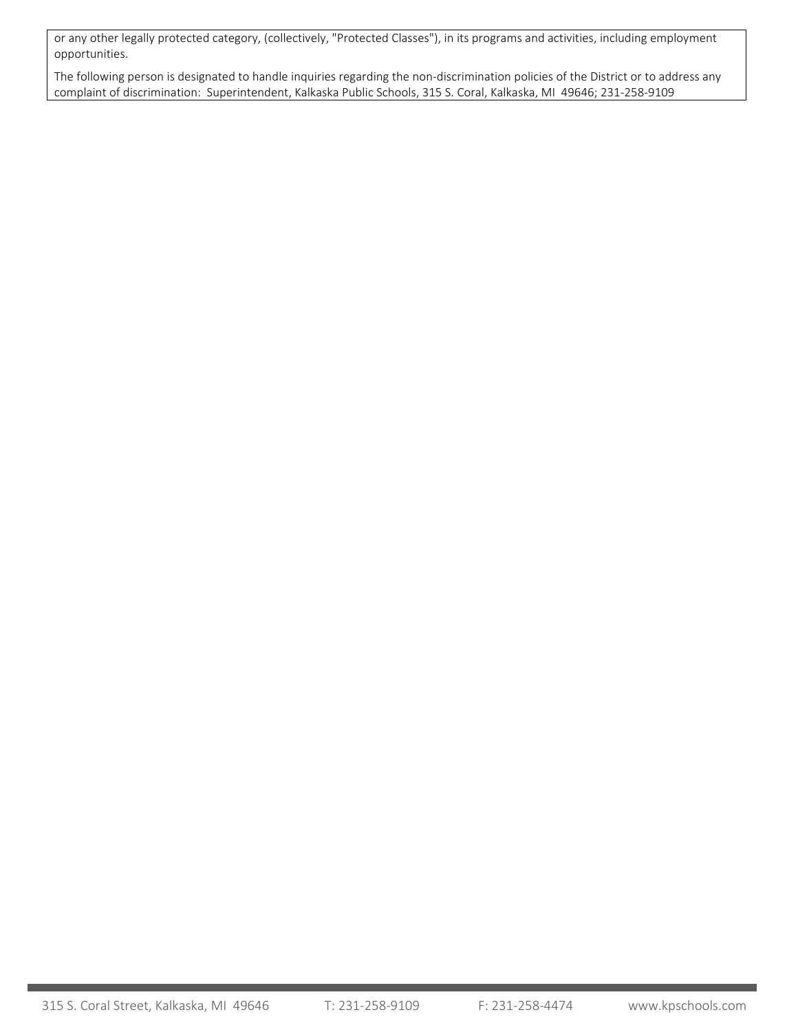or any other legally protected category, (collectively, "Protected Classes"), in its programs and activities, including employment opportunities.

The following person is designated to handle inquiries regarding the non-discrimination policies of the District or to address any complaint of discrimination: Superintendent, Kalkaska Public Schools, 315 S. Coral, Kalkaska, MI 49646; 231-258-9109